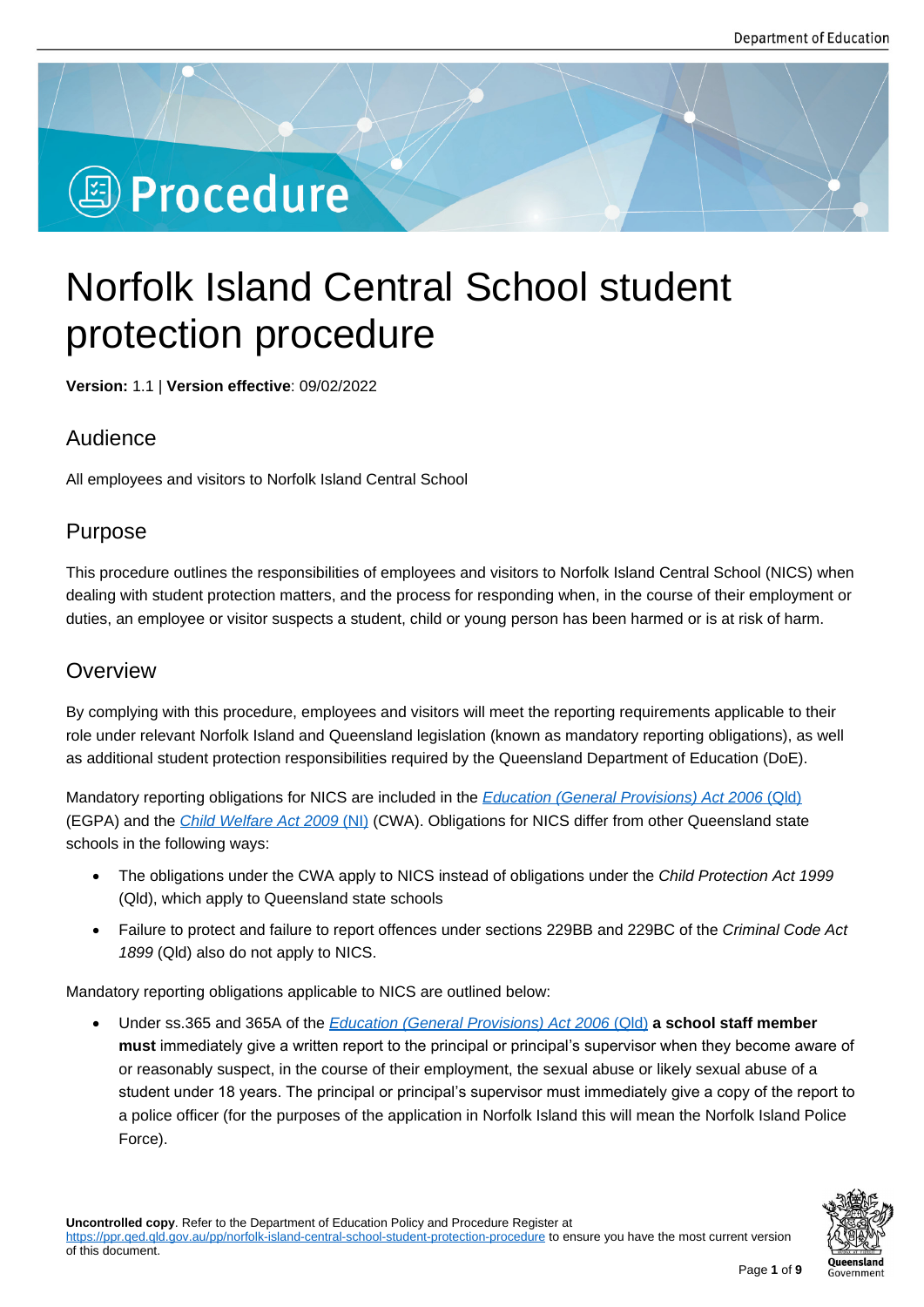# Procedure

# Norfolk Island Central School student protection procedure

**Version:** 1.1 | **Version effective**: 09/02/2022

## Audience

All employees and visitors to Norfolk Island Central School

## Purpose

This procedure outlines the responsibilities of employees and visitors to Norfolk Island Central School (NICS) when dealing with student protection matters, and the process for responding when, in the course of their employment or duties, an employee or visitor suspects a student, child or young person has been harmed or is at risk of harm.

## Overview

By complying with this procedure, employees and visitors will meet the reporting requirements applicable to their role under relevant Norfolk Island and Queensland legislation (known as mandatory reporting obligations), as well as additional student protection responsibilities required by the Queensland Department of Education (DoE).

Mandatory reporting obligations for NICS are included in the *Education (General Provisions) Act 2006* (Qld) (EGPA) and the *Child Welfare Act 2009* (NI) (CWA). Obligations for NICS differ from other Queensland state schools in the following ways:

- The obligations under the CWA apply to NICS instead of obligations under the *Child Protection Act 1999* (Qld), which apply to Queensland state schools
- Failure to protect and failure to report offences under sections 229BB and 229BC of the *Criminal Code Act 1899* (Qld) also do not apply to NICS.

Mandatory reporting obligations applicable to NICS are outlined below:

- Under ss.365 and 365A of the *Education (General Provisions) Act 2006* (Qld) **a school staff member must** immediately give a written report to the principal or principal's supervisor when they become aware of or reasonably suspect, in the course of their employment, the sexual abuse or likely sexual abuse of a student under 18 years. The principal or principal's supervisor must immediately give a copy of the report to a police officer (for the purposes of the application in Norfolk Island this will mean the Norfolk Island Police Force).

**Uncontrolled copy**. Refer to the Department of Education Policy and Procedure Register at https://ppr.qed.qld.gov.au/pp/norfolk-island-central-school-student-protection-procedure to ensure you have the most current version of this document.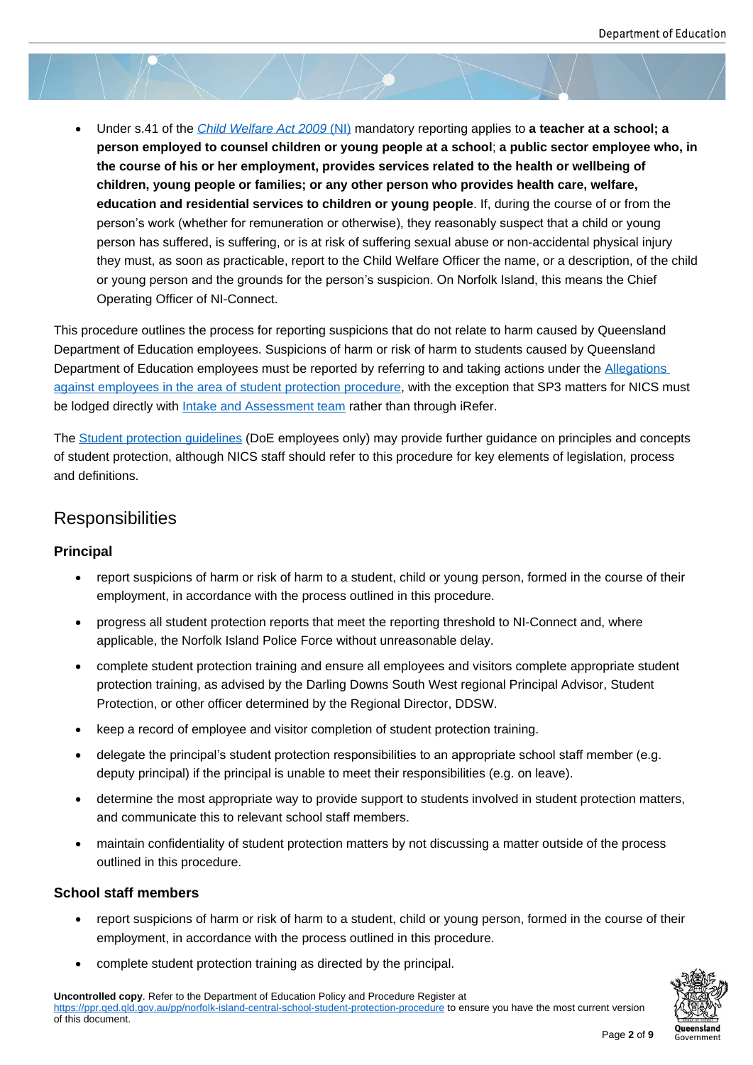- Under s.41 of the *[Child Welfare Act 2009](#)* [(NI)](#) mandatory reporting applies to **a teacher at a school; a person employed to counsel children or young people at a school**; **a public sector employee who, in the course of his or her employment, provides services related to the health or wellbeing of children, young people or families; or any other person who provides health care, welfare, education and residential services to children or young people**. If, during the course of or from the person's work (whether for remuneration or otherwise), they reasonably suspect that a child or young person has suffered, is suffering, or is at risk of suffering sexual abuse or non-accidental physical injury they must, as soon as practicable, report to the Child Welfare Officer the name, or a description, of the child or young person and the grounds for the person's suspicion. On Norfolk Island, this means the Chief Operating Officer of NI-Connect.

This procedure outlines the process for reporting suspicions that do not relate to harm caused by Queensland Department of Education employees. Suspicions of harm or risk of harm to students caused by Queensland Department of Education employees must be reported by referring to and taking actions under the [Allegations against employees in the area of student protection procedure](#), with the exception that SP3 matters for NICS must be lodged directly with [Intake and Assessment team](#) rather than through iRefer.

The [Student protection guidelines](#) (DoE employees only) may provide further guidance on principles and concepts of student protection, although NICS staff should refer to this procedure for key elements of legislation, process and definitions.

## Responsibilities

### Principal

- report suspicions of harm or risk of harm to a student, child or young person, formed in the course of their employment, in accordance with the process outlined in this procedure.
- progress all student protection reports that meet the reporting threshold to NI-Connect and, where applicable, the Norfolk Island Police Force without unreasonable delay.
- complete student protection training and ensure all employees and visitors complete appropriate student protection training, as advised by the Darling Downs South West regional Principal Advisor, Student Protection, or other officer determined by the Regional Director, DDSW.
- keep a record of employee and visitor completion of student protection training.
- delegate the principal's student protection responsibilities to an appropriate school staff member (e.g. deputy principal) if the principal is unable to meet their responsibilities (e.g. on leave).
- determine the most appropriate way to provide support to students involved in student protection matters, and communicate this to relevant school staff members.
- maintain confidentiality of student protection matters by not discussing a matter outside of the process outlined in this procedure.

### School staff members

- report suspicions of harm or risk of harm to a student, child or young person, formed in the course of their employment, in accordance with the process outlined in this procedure.
- complete student protection training as directed by the principal.

**Uncontrolled copy**. Refer to the Department of Education Policy and Procedure Register at [https://ppr.qed.qld.gov.au/pp/norfolk-island-central-school-student-protection-procedure](https://ppr.qed.qld.gov.au/pp/norfolk-island-central-school-student-protection-procedure) to ensure you have the most current version of this document.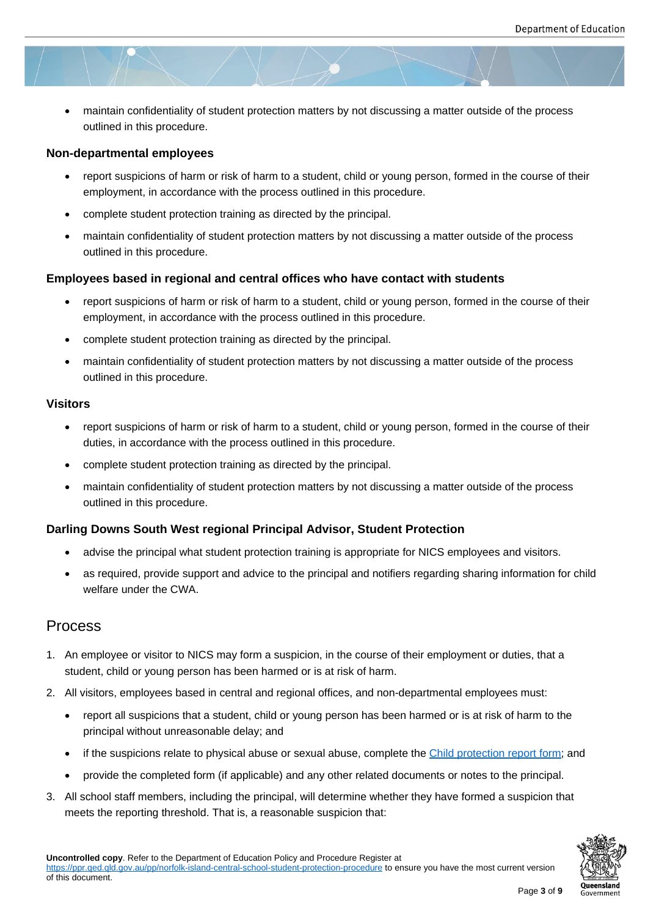- maintain confidentiality of student protection matters by not discussing a matter outside of the process outlined in this procedure.

### Non-departmental employees

- report suspicions of harm or risk of harm to a student, child or young person, formed in the course of their employment, in accordance with the process outlined in this procedure.
- complete student protection training as directed by the principal.
- maintain confidentiality of student protection matters by not discussing a matter outside of the process outlined in this procedure.

### Employees based in regional and central offices who have contact with students

- report suspicions of harm or risk of harm to a student, child or young person, formed in the course of their employment, in accordance with the process outlined in this procedure.
- complete student protection training as directed by the principal.
- maintain confidentiality of student protection matters by not discussing a matter outside of the process outlined in this procedure.

### Visitors

- report suspicions of harm or risk of harm to a student, child or young person, formed in the course of their duties, in accordance with the process outlined in this procedure.
- complete student protection training as directed by the principal.
- maintain confidentiality of student protection matters by not discussing a matter outside of the process outlined in this procedure.

### Darling Downs South West regional Principal Advisor, Student Protection

- advise the principal what student protection training is appropriate for NICS employees and visitors.
- as required, provide support and advice to the principal and notifiers regarding sharing information for child welfare under the CWA.

## Process

1. An employee or visitor to NICS may form a suspicion, in the course of their employment or duties, that a student, child or young person has been harmed or is at risk of harm.
2. All visitors, employees based in central and regional offices, and non-departmental employees must:
   - report all suspicions that a student, child or young person has been harmed or is at risk of harm to the principal without unreasonable delay; and
   - if the suspicions relate to physical abuse or sexual abuse, complete the [Child protection report form]; and
   - provide the completed form (if applicable) and any other related documents or notes to the principal.
3. All school staff members, including the principal, will determine whether they have formed a suspicion that meets the reporting threshold. That is, a reasonable suspicion that: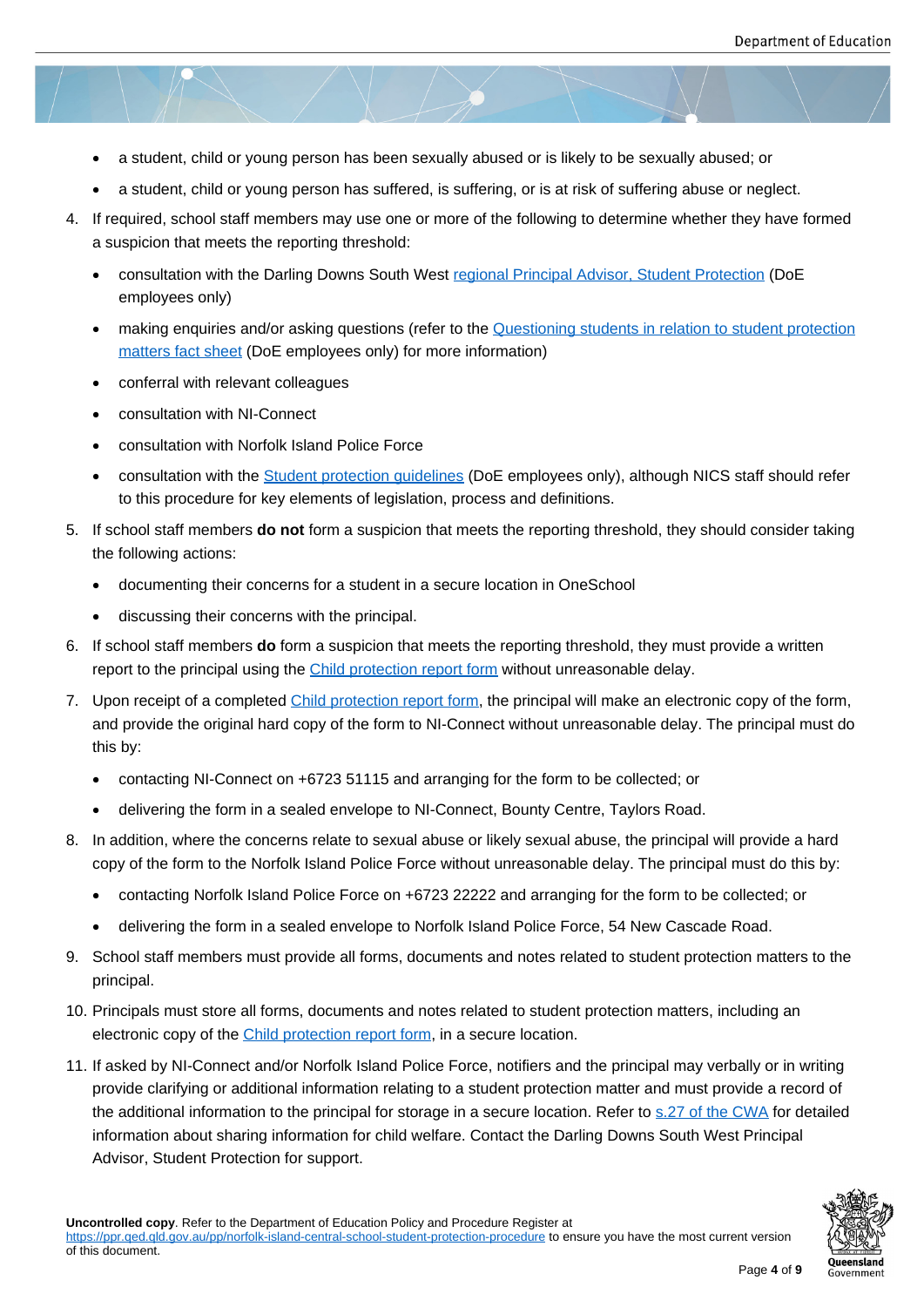- a student, child or young person has been sexually abused or is likely to be sexually abused; or
- a student, child or young person has suffered, is suffering, or is at risk of suffering abuse or neglect.

4. If required, school staff members may use one or more of the following to determine whether they have formed a suspicion that meets the reporting threshold:
   - consultation with the Darling Downs South West regional Principal Advisor, Student Protection (DoE employees only)
   - making enquiries and/or asking questions (refer to the Questioning students in relation to student protection matters fact sheet (DoE employees only) for more information)
   - conferral with relevant colleagues
   - consultation with NI-Connect
   - consultation with Norfolk Island Police Force
   - consultation with the Student protection guidelines (DoE employees only), although NICS staff should refer to this procedure for key elements of legislation, process and definitions.
5. If school staff members **do not** form a suspicion that meets the reporting threshold, they should consider taking the following actions:
   - documenting their concerns for a student in a secure location in OneSchool
   - discussing their concerns with the principal.
6. If school staff members **do** form a suspicion that meets the reporting threshold, they must provide a written report to the principal using the Child protection report form without unreasonable delay.
7. Upon receipt of a completed Child protection report form, the principal will make an electronic copy of the form, and provide the original hard copy of the form to NI-Connect without unreasonable delay. The principal must do this by:
   - contacting NI-Connect on +6723 51115 and arranging for the form to be collected; or
   - delivering the form in a sealed envelope to NI-Connect, Bounty Centre, Taylors Road.
8. In addition, where the concerns relate to sexual abuse or likely sexual abuse, the principal will provide a hard copy of the form to the Norfolk Island Police Force without unreasonable delay. The principal must do this by:
   - contacting Norfolk Island Police Force on +6723 22222 and arranging for the form to be collected; or
   - delivering the form in a sealed envelope to Norfolk Island Police Force, 54 New Cascade Road.
9. School staff members must provide all forms, documents and notes related to student protection matters to the principal.
10. Principals must store all forms, documents and notes related to student protection matters, including an electronic copy of the Child protection report form, in a secure location.
11. If asked by NI-Connect and/or Norfolk Island Police Force, notifiers and the principal may verbally or in writing provide clarifying or additional information relating to a student protection matter and must provide a record of the additional information to the principal for storage in a secure location. Refer to s.27 of the CWA for detailed information about sharing information for child welfare. Contact the Darling Downs South West Principal Advisor, Student Protection for support.

**Uncontrolled copy**. Refer to the Department of Education Policy and Procedure Register at https://ppr.qed.qld.gov.au/pp/norfolk-island-central-school-student-protection-procedure to ensure you have the most current version of this document.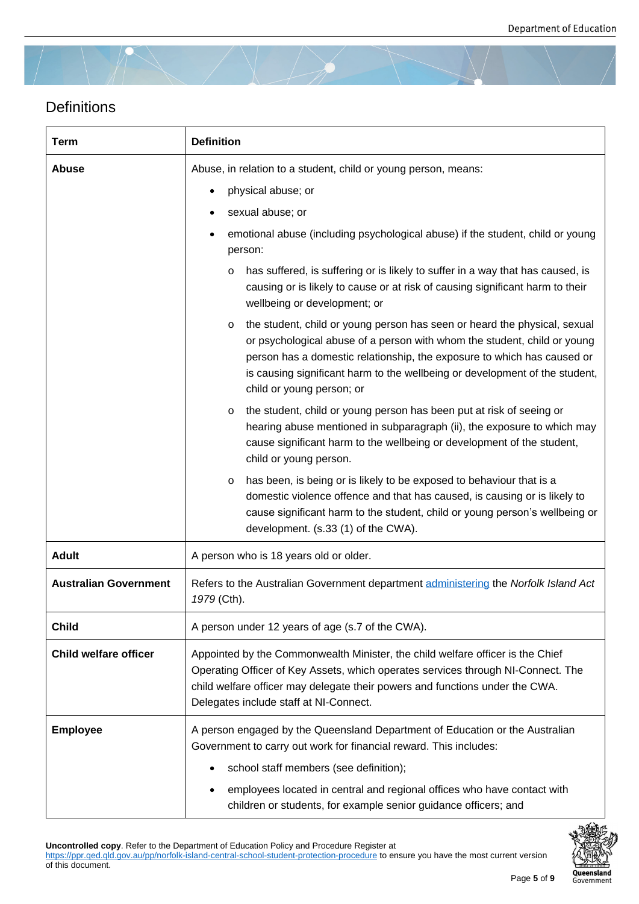## Definitions

| Term | Definition |
|---|---|
| **Abuse** | Abuse, in relation to a student, child or young person, means:<br>• physical abuse; or<br>• sexual abuse; or<br>• emotional abuse (including psychological abuse) if the student, child or young person:<br>  o has suffered, is suffering or is likely to suffer in a way that has caused, is causing or is likely to cause or at risk of causing significant harm to their wellbeing or development; or<br>  o the student, child or young person has seen or heard the physical, sexual or psychological abuse of a person with whom the student, child or young person has a domestic relationship, the exposure to which has caused or is causing significant harm to the wellbeing or development of the student, child or young person; or<br>  o the student, child or young person has been put at risk of seeing or hearing abuse mentioned in subparagraph (ii), the exposure to which may cause significant harm to the wellbeing or development of the student, child or young person.<br>  o has been, is being or is likely to be exposed to behaviour that is a domestic violence offence and that has caused, is causing or is likely to cause significant harm to the student, child or young person's wellbeing or development. (s.33 (1) of the CWA). |
| **Adult** | A person who is 18 years old or older. |
| **Australian Government** | Refers to the Australian Government department administering the *Norfolk Island Act 1979* (Cth). |
| **Child** | A person under 12 years of age (s.7 of the CWA). |
| **Child welfare officer** | Appointed by the Commonwealth Minister, the child welfare officer is the Chief Operating Officer of Key Assets, which operates services through NI-Connect. The child welfare officer may delegate their powers and functions under the CWA. Delegates include staff at NI-Connect. |
| **Employee** | A person engaged by the Queensland Department of Education or the Australian Government to carry out work for financial reward. This includes:<br>• school staff members (see definition);<br>• employees located in central and regional offices who have contact with children or students, for example senior guidance officers; and |

**Uncontrolled copy**. Refer to the Department of Education Policy and Procedure Register at https://ppr.qed.qld.gov.au/pp/norfolk-island-central-school-student-protection-procedure to ensure you have the most current version of this document.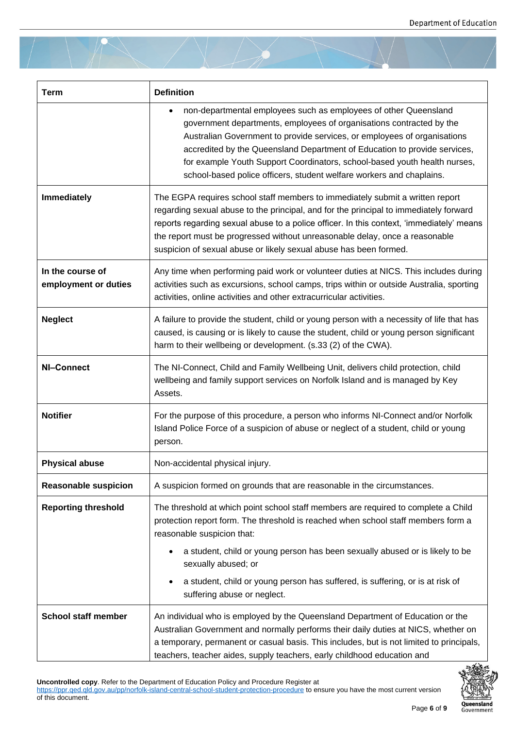| Term | Definition |
|---|---|
| | • non-departmental employees such as employees of other Queensland government departments, employees of organisations contracted by the Australian Government to provide services, or employees of organisations accredited by the Queensland Department of Education to provide services, for example Youth Support Coordinators, school-based youth health nurses, school-based police officers, student welfare workers and chaplains. |
| **Immediately** | The EGPA requires school staff members to immediately submit a written report regarding sexual abuse to the principal, and for the principal to immediately forward reports regarding sexual abuse to a police officer. In this context, 'immediately' means the report must be progressed without unreasonable delay, once a reasonable suspicion of sexual abuse or likely sexual abuse has been formed. |
| **In the course of employment or duties** | Any time when performing paid work or volunteer duties at NICS. This includes during activities such as excursions, school camps, trips within or outside Australia, sporting activities, online activities and other extracurricular activities. |
| **Neglect** | A failure to provide the student, child or young person with a necessity of life that has caused, is causing or is likely to cause the student, child or young person significant harm to their wellbeing or development. (s.33 (2) of the CWA). |
| **NI–Connect** | The NI-Connect, Child and Family Wellbeing Unit, delivers child protection, child wellbeing and family support services on Norfolk Island and is managed by Key Assets. |
| **Notifier** | For the purpose of this procedure, a person who informs NI-Connect and/or Norfolk Island Police Force of a suspicion of abuse or neglect of a student, child or young person. |
| **Physical abuse** | Non-accidental physical injury. |
| **Reasonable suspicion** | A suspicion formed on grounds that are reasonable in the circumstances. |
| **Reporting threshold** | The threshold at which point school staff members are required to complete a Child protection report form. The threshold is reached when school staff members form a reasonable suspicion that: • a student, child or young person has been sexually abused or is likely to be sexually abused; or • a student, child or young person has suffered, is suffering, or is at risk of suffering abuse or neglect. |
| **School staff member** | An individual who is employed by the Queensland Department of Education or the Australian Government and normally performs their daily duties at NICS, whether on a temporary, permanent or casual basis. This includes, but is not limited to principals, teachers, teacher aides, supply teachers, early childhood education and |

**Uncontrolled copy**. Refer to the Department of Education Policy and Procedure Register at https://ppr.qed.qld.gov.au/pp/norfolk-island-central-school-student-protection-procedure to ensure you have the most current version of this document.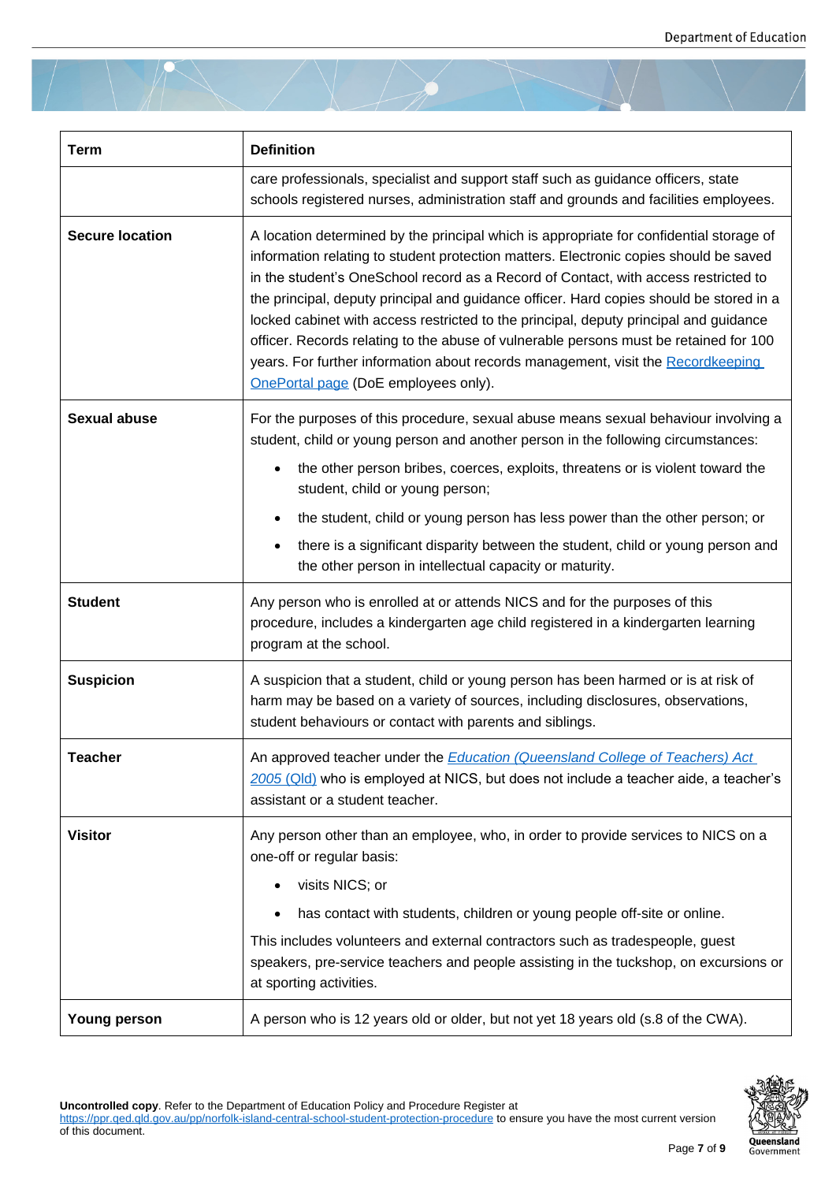| Term | Definition |
| --- | --- |
| | care professionals, specialist and support staff such as guidance officers, state schools registered nurses, administration staff and grounds and facilities employees. |
| **Secure location** | A location determined by the principal which is appropriate for confidential storage of information relating to student protection matters. Electronic copies should be saved in the student's OneSchool record as a Record of Contact, with access restricted to the principal, deputy principal and guidance officer. Hard copies should be stored in a locked cabinet with access restricted to the principal, deputy principal and guidance officer. Records relating to the abuse of vulnerable persons must be retained for 100 years. For further information about records management, visit the Recordkeeping OnePortal page (DoE employees only). |
| **Sexual abuse** | For the purposes of this procedure, sexual abuse means sexual behaviour involving a student, child or young person and another person in the following circumstances: <br>• the other person bribes, coerces, exploits, threatens or is violent toward the student, child or young person; <br>• the student, child or young person has less power than the other person; or <br>• there is a significant disparity between the student, child or young person and the other person in intellectual capacity or maturity. |
| **Student** | Any person who is enrolled at or attends NICS and for the purposes of this procedure, includes a kindergarten age child registered in a kindergarten learning program at the school. |
| **Suspicion** | A suspicion that a student, child or young person has been harmed or is at risk of harm may be based on a variety of sources, including disclosures, observations, student behaviours or contact with parents and siblings. |
| **Teacher** | An approved teacher under the *Education (Queensland College of Teachers) Act 2005* (Qld) who is employed at NICS, but does not include a teacher aide, a teacher's assistant or a student teacher. |
| **Visitor** | Any person other than an employee, who, in order to provide services to NICS on a one-off or regular basis: <br>• visits NICS; or <br>• has contact with students, children or young people off-site or online. <br>This includes volunteers and external contractors such as tradespeople, guest speakers, pre-service teachers and people assisting in the tuckshop, on excursions or at sporting activities. |
| **Young person** | A person who is 12 years old or older, but not yet 18 years old (s.8 of the CWA). |

**Uncontrolled copy**. Refer to the Department of Education Policy and Procedure Register at https://ppr.qed.qld.gov.au/pp/norfolk-island-central-school-student-protection-procedure to ensure you have the most current version of this document.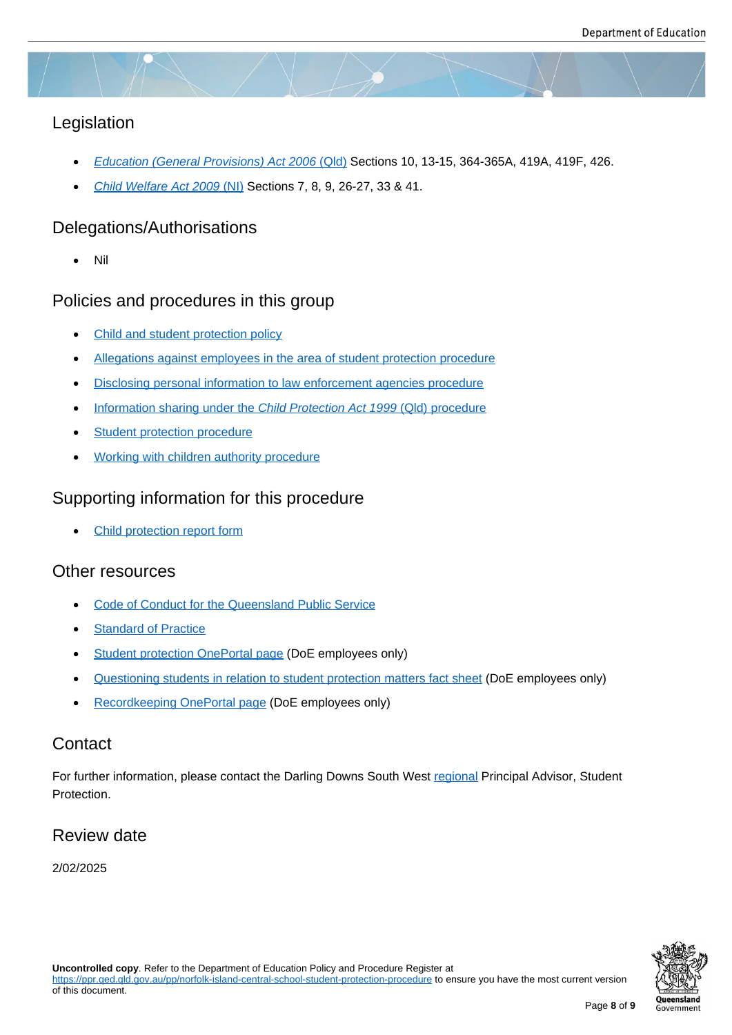## Legislation

- *Education (General Provisions) Act 2006* (Qld) Sections 10, 13-15, 364-365A, 419A, 419F, 426.
- *Child Welfare Act 2009* (NI) Sections 7, 8, 9, 26-27, 33 & 41.

## Delegations/Authorisations

- Nil

## Policies and procedures in this group

- Child and student protection policy
- Allegations against employees in the area of student protection procedure
- Disclosing personal information to law enforcement agencies procedure
- Information sharing under the *Child Protection Act 1999* (Qld) procedure
- Student protection procedure
- Working with children authority procedure

## Supporting information for this procedure

- Child protection report form

## Other resources

- Code of Conduct for the Queensland Public Service
- Standard of Practice
- Student protection OnePortal page (DoE employees only)
- Questioning students in relation to student protection matters fact sheet (DoE employees only)
- Recordkeeping OnePortal page (DoE employees only)

## Contact

For further information, please contact the Darling Downs South West regional Principal Advisor, Student Protection.

## Review date

2/02/2025

**Uncontrolled copy**. Refer to the Department of Education Policy and Procedure Register at https://ppr.qed.qld.gov.au/pp/norfolk-island-central-school-student-protection-procedure to ensure you have the most current version of this document.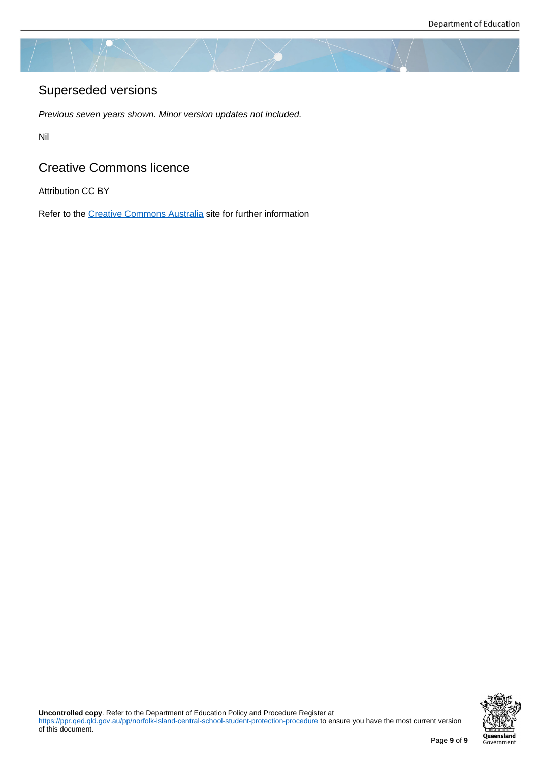## Superseded versions

*Previous seven years shown. Minor version updates not included.*

Nil

## Creative Commons licence

Attribution CC BY

Refer to the Creative Commons Australia site for further information